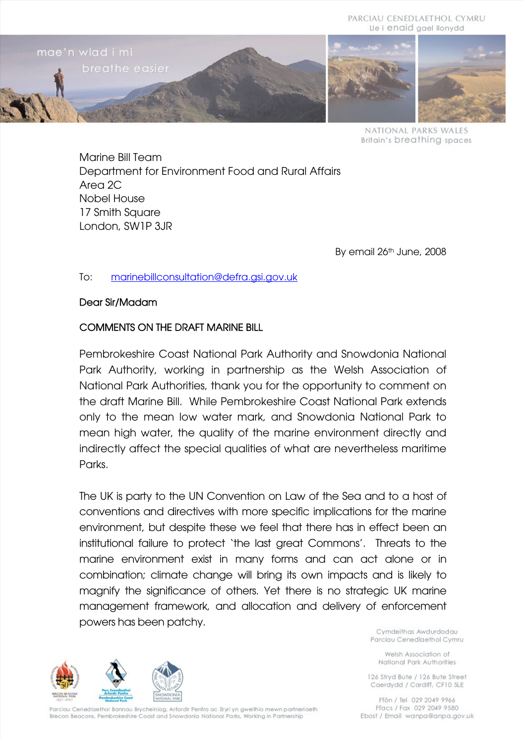PARCIAU CENEDLAETHOL CYMRU
Lle i enaid gael llonydd

mae'n wlad i mi
breathe easier

NATIONAL PARKS WALES
Britain's breathing spaces

Marine Bill Team
Department for Environment Food and Rural Affairs
Area 2C
Nobel House
17 Smith Square
London, SW1P 3JR

By email 26th June, 2008

To: marinebillconsultation@defra.gsi.gov.uk

**Dear Sir/Madam**

**COMMENTS ON THE DRAFT MARINE BILL**

Pembrokeshire Coast National Park Authority and Snowdonia National Park Authority, working in partnership as the Welsh Association of National Park Authorities, thank you for the opportunity to comment on the draft Marine Bill. While Pembrokeshire Coast National Park extends only to the mean low water mark, and Snowdonia National Park to mean high water, the quality of the marine environment directly and indirectly affect the special qualities of what are nevertheless maritime Parks.

The UK is party to the UN Convention on Law of the Sea and to a host of conventions and directives with more specific implications for the marine environment, but despite these we feel that there has in effect been an institutional failure to protect 'the last great Commons'. Threats to the marine environment exist in many forms and can act alone or in combination; climate change will bring its own impacts and is likely to magnify the significance of others. Yet there is no strategic UK marine management framework, and allocation and delivery of enforcement powers has been patchy.

Cymdeithas Awdurdodau Parciau Cenedlaethol Cymru

Welsh Association of National Park Authorities

126 Stryd Bute / 126 Bute Street
Caerdydd / Cardiff, CF10 5LE

Ffôn / Tel 029 2049 9966
Ffacs / Fax 029 2049 9580
Ebost / Email wanpa@anpa.gov.uk

Parciau Cenedlaethol Bannau Brycheiniog, Arfordir Penfro ac Eryri yn gweithio mewn partneriaeth
Brecon Beacons, Pembrokeshire Coast and Snowdonia National Parks, Working in Partnership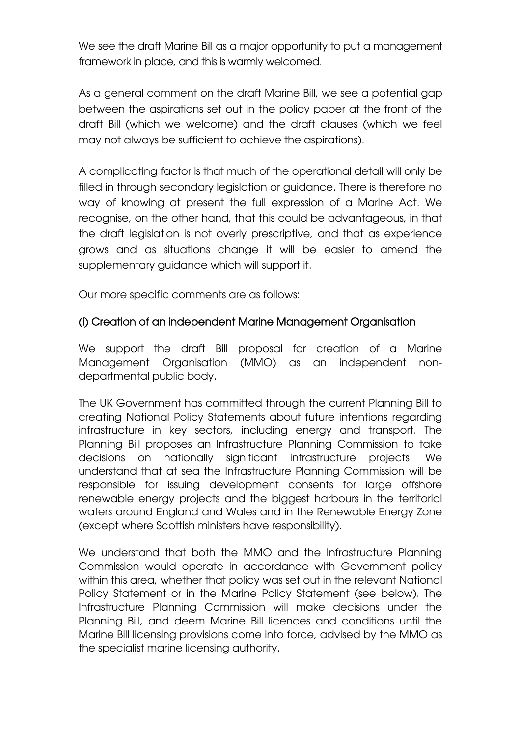We see the draft Marine Bill as a major opportunity to put a management framework in place, and this is warmly welcomed.

As a general comment on the draft Marine Bill, we see a potential gap between the aspirations set out in the policy paper at the front of the draft Bill (which we welcome) and the draft clauses (which we feel may not always be sufficient to achieve the aspirations).

A complicating factor is that much of the operational detail will only be filled in through secondary legislation or guidance. There is therefore no way of knowing at present the full expression of a Marine Act. We recognise, on the other hand, that this could be advantageous, in that the draft legislation is not overly prescriptive, and that as experience grows and as situations change it will be easier to amend the supplementary guidance which will support it.

Our more specific comments are as follows:

## (i) Creation of an independent Marine Management Organisation

We support the draft Bill proposal for creation of a Marine Management Organisation (MMO) as an independent non-departmental public body.

The UK Government has committed through the current Planning Bill to creating National Policy Statements about future intentions regarding infrastructure in key sectors, including energy and transport. The Planning Bill proposes an Infrastructure Planning Commission to take decisions on nationally significant infrastructure projects. We understand that at sea the Infrastructure Planning Commission will be responsible for issuing development consents for large offshore renewable energy projects and the biggest harbours in the territorial waters around England and Wales and in the Renewable Energy Zone (except where Scottish ministers have responsibility).

We understand that both the MMO and the Infrastructure Planning Commission would operate in accordance with Government policy within this area, whether that policy was set out in the relevant National Policy Statement or in the Marine Policy Statement (see below). The Infrastructure Planning Commission will make decisions under the Planning Bill, and deem Marine Bill licences and conditions until the Marine Bill licensing provisions come into force, advised by the MMO as the specialist marine licensing authority.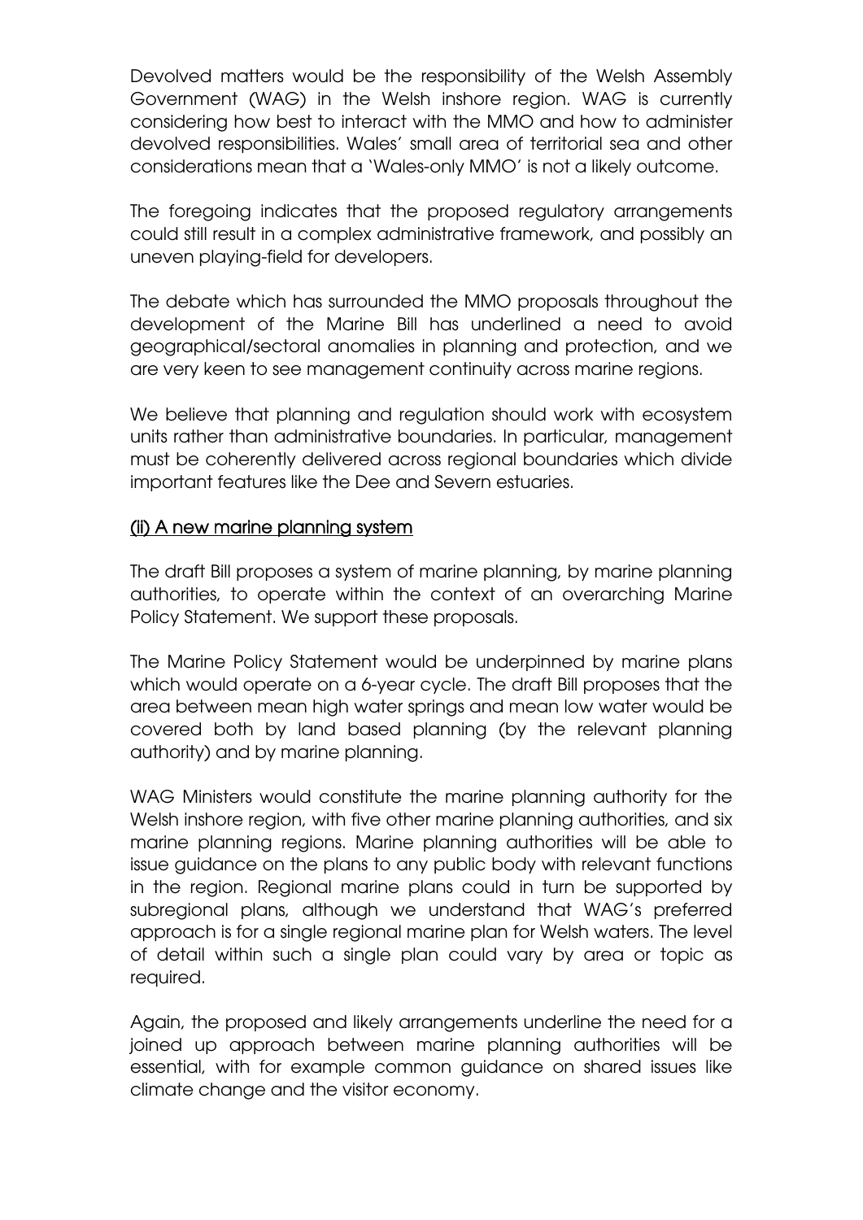Devolved matters would be the responsibility of the Welsh Assembly Government (WAG) in the Welsh inshore region. WAG is currently considering how best to interact with the MMO and how to administer devolved responsibilities. Wales' small area of territorial sea and other considerations mean that a 'Wales-only MMO' is not a likely outcome.

The foregoing indicates that the proposed regulatory arrangements could still result in a complex administrative framework, and possibly an uneven playing-field for developers.

The debate which has surrounded the MMO proposals throughout the development of the Marine Bill has underlined a need to avoid geographical/sectoral anomalies in planning and protection, and we are very keen to see management continuity across marine regions.

We believe that planning and regulation should work with ecosystem units rather than administrative boundaries. In particular, management must be coherently delivered across regional boundaries which divide important features like the Dee and Severn estuaries.

<u>(ii) A new marine planning system</u>

The draft Bill proposes a system of marine planning, by marine planning authorities, to operate within the context of an overarching Marine Policy Statement. We support these proposals.

The Marine Policy Statement would be underpinned by marine plans which would operate on a 6-year cycle. The draft Bill proposes that the area between mean high water springs and mean low water would be covered both by land based planning (by the relevant planning authority) and by marine planning.

WAG Ministers would constitute the marine planning authority for the Welsh inshore region, with five other marine planning authorities, and six marine planning regions. Marine planning authorities will be able to issue guidance on the plans to any public body with relevant functions in the region. Regional marine plans could in turn be supported by subregional plans, although we understand that WAG's preferred approach is for a single regional marine plan for Welsh waters. The level of detail within such a single plan could vary by area or topic as required.

Again, the proposed and likely arrangements underline the need for a joined up approach between marine planning authorities will be essential, with for example common guidance on shared issues like climate change and the visitor economy.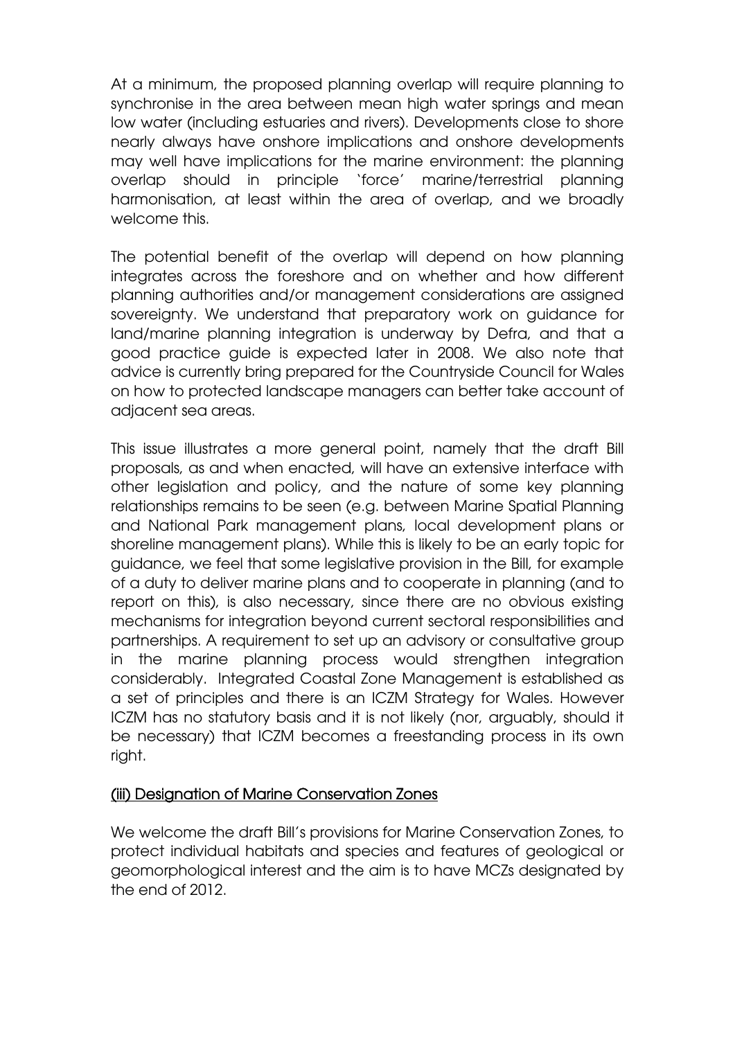At a minimum, the proposed planning overlap will require planning to synchronise in the area between mean high water springs and mean low water (including estuaries and rivers). Developments close to shore nearly always have onshore implications and onshore developments may well have implications for the marine environment: the planning overlap should in principle 'force' marine/terrestrial planning harmonisation, at least within the area of overlap, and we broadly welcome this.

The potential benefit of the overlap will depend on how planning integrates across the foreshore and on whether and how different planning authorities and/or management considerations are assigned sovereignty. We understand that preparatory work on guidance for land/marine planning integration is underway by Defra, and that a good practice guide is expected later in 2008. We also note that advice is currently bring prepared for the Countryside Council for Wales on how to protected landscape managers can better take account of adjacent sea areas.

This issue illustrates a more general point, namely that the draft Bill proposals, as and when enacted, will have an extensive interface with other legislation and policy, and the nature of some key planning relationships remains to be seen (e.g. between Marine Spatial Planning and National Park management plans, local development plans or shoreline management plans). While this is likely to be an early topic for guidance, we feel that some legislative provision in the Bill, for example of a duty to deliver marine plans and to cooperate in planning (and to report on this), is also necessary, since there are no obvious existing mechanisms for integration beyond current sectoral responsibilities and partnerships. A requirement to set up an advisory or consultative group in the marine planning process would strengthen integration considerably. Integrated Coastal Zone Management is established as a set of principles and there is an ICZM Strategy for Wales. However ICZM has no statutory basis and it is not likely (nor, arguably, should it be necessary) that ICZM becomes a freestanding process in its own right.

### <u>(iii) Designation of Marine Conservation Zones</u>

We welcome the draft Bill's provisions for Marine Conservation Zones, to protect individual habitats and species and features of geological or geomorphological interest and the aim is to have MCZs designated by the end of 2012.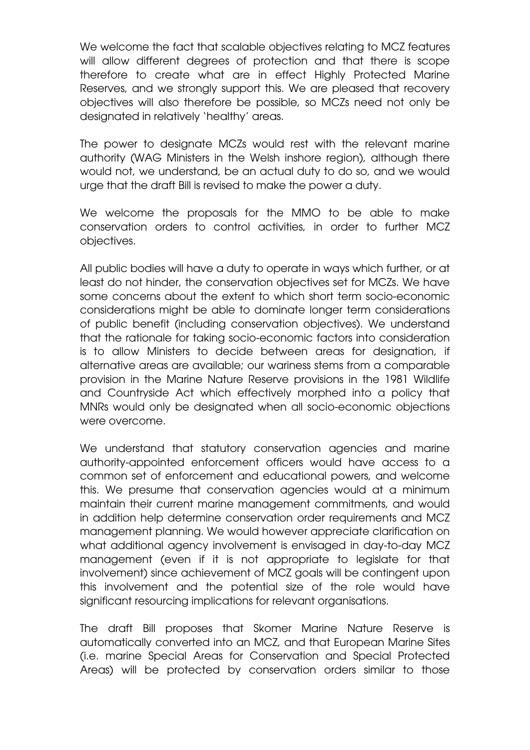We welcome the fact that scalable objectives relating to MCZ features will allow different degrees of protection and that there is scope therefore to create what are in effect Highly Protected Marine Reserves, and we strongly support this. We are pleased that recovery objectives will also therefore be possible, so MCZs need not only be designated in relatively 'healthy' areas.

The power to designate MCZs would rest with the relevant marine authority (WAG Ministers in the Welsh inshore region), although there would not, we understand, be an actual duty to do so, and we would urge that the draft Bill is revised to make the power a duty.

We welcome the proposals for the MMO to be able to make conservation orders to control activities, in order to further MCZ objectives.

All public bodies will have a duty to operate in ways which further, or at least do not hinder, the conservation objectives set for MCZs. We have some concerns about the extent to which short term socio-economic considerations might be able to dominate longer term considerations of public benefit (including conservation objectives). We understand that the rationale for taking socio-economic factors into consideration is to allow Ministers to decide between areas for designation, if alternative areas are available; our wariness stems from a comparable provision in the Marine Nature Reserve provisions in the 1981 Wildlife and Countryside Act which effectively morphed into a policy that MNRs would only be designated when all socio-economic objections were overcome.

We understand that statutory conservation agencies and marine authority-appointed enforcement officers would have access to a common set of enforcement and educational powers, and welcome this. We presume that conservation agencies would at a minimum maintain their current marine management commitments, and would in addition help determine conservation order requirements and MCZ management planning. We would however appreciate clarification on what additional agency involvement is envisaged in day-to-day MCZ management (even if it is not appropriate to legislate for that involvement) since achievement of MCZ goals will be contingent upon this involvement and the potential size of the role would have significant resourcing implications for relevant organisations.

The draft Bill proposes that Skomer Marine Nature Reserve is automatically converted into an MCZ, and that European Marine Sites (i.e. marine Special Areas for Conservation and Special Protected Areas) will be protected by conservation orders similar to those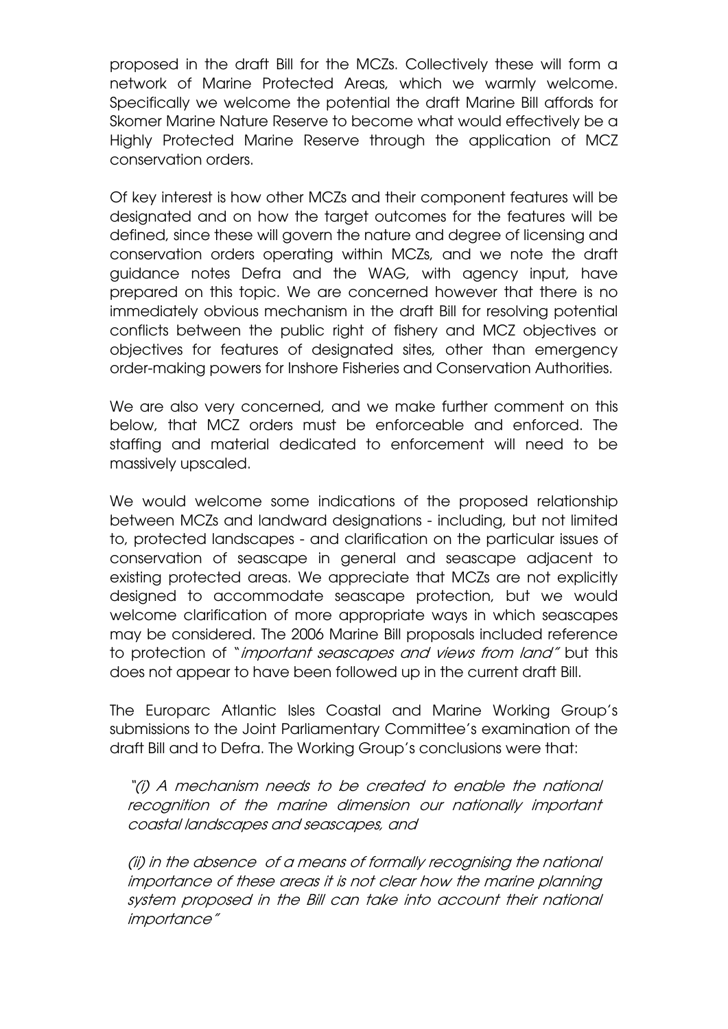proposed in the draft Bill for the MCZs. Collectively these will form a network of Marine Protected Areas, which we warmly welcome. Specifically we welcome the potential the draft Marine Bill affords for Skomer Marine Nature Reserve to become what would effectively be a Highly Protected Marine Reserve through the application of MCZ conservation orders.

Of key interest is how other MCZs and their component features will be designated and on how the target outcomes for the features will be defined, since these will govern the nature and degree of licensing and conservation orders operating within MCZs, and we note the draft guidance notes Defra and the WAG, with agency input, have prepared on this topic. We are concerned however that there is no immediately obvious mechanism in the draft Bill for resolving potential conflicts between the public right of fishery and MCZ objectives or objectives for features of designated sites, other than emergency order-making powers for Inshore Fisheries and Conservation Authorities.

We are also very concerned, and we make further comment on this below, that MCZ orders must be enforceable and enforced. The staffing and material dedicated to enforcement will need to be massively upscaled.

We would welcome some indications of the proposed relationship between MCZs and landward designations - including, but not limited to, protected landscapes - and clarification on the particular issues of conservation of seascape in general and seascape adjacent to existing protected areas. We appreciate that MCZs are not explicitly designed to accommodate seascape protection, but we would welcome clarification of more appropriate ways in which seascapes may be considered. The 2006 Marine Bill proposals included reference to protection of "*important seascapes and views from land*" but this does not appear to have been followed up in the current draft Bill.

The Europarc Atlantic Isles Coastal and Marine Working Group's submissions to the Joint Parliamentary Committee's examination of the draft Bill and to Defra. The Working Group's conclusions were that:

> *"(i) A mechanism needs to be created to enable the national recognition of the marine dimension our nationally important coastal landscapes and seascapes, and*
>
> *(ii) in the absence of a means of formally recognising the national importance of these areas it is not clear how the marine planning system proposed in the Bill can take into account their national importance"*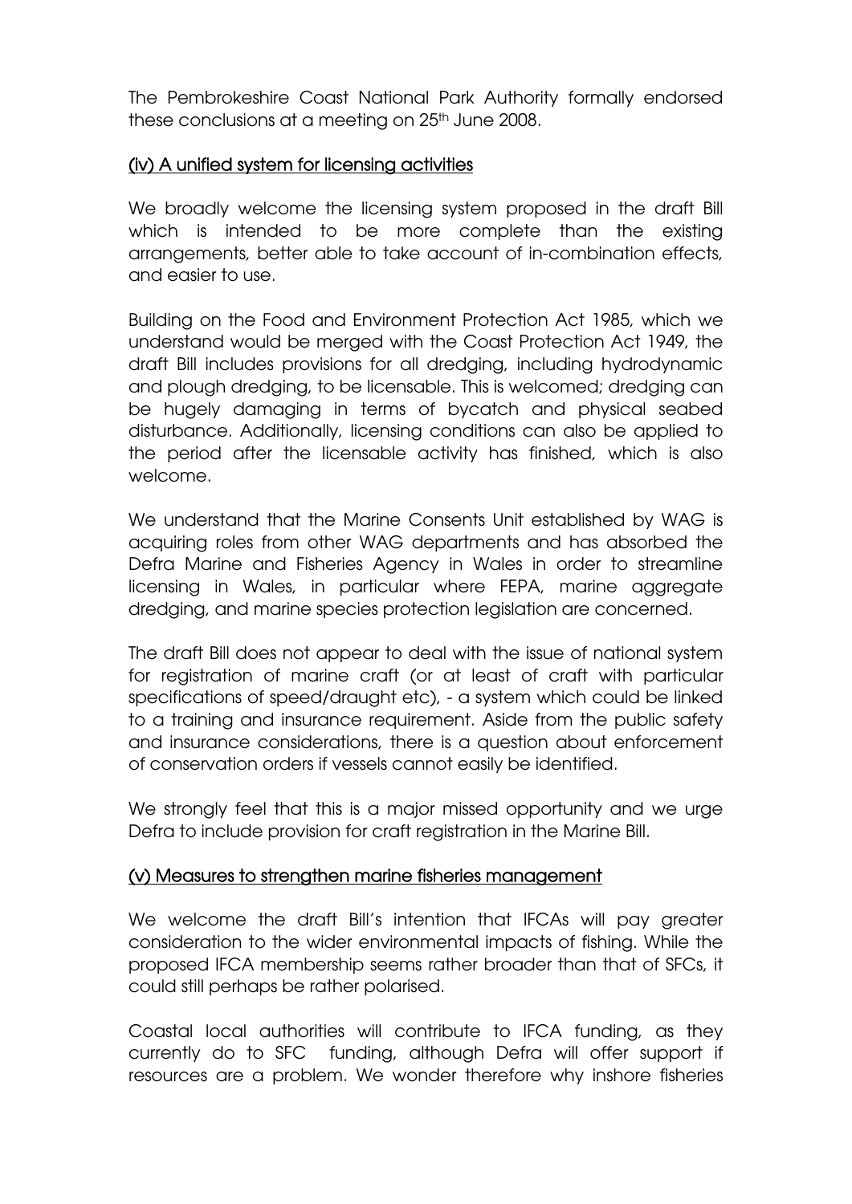The Pembrokeshire Coast National Park Authority formally endorsed these conclusions at a meeting on 25th June 2008.

## (iv) A unified system for licensing activities

We broadly welcome the licensing system proposed in the draft Bill which is intended to be more complete than the existing arrangements, better able to take account of in-combination effects, and easier to use.

Building on the Food and Environment Protection Act 1985, which we understand would be merged with the Coast Protection Act 1949, the draft Bill includes provisions for all dredging, including hydrodynamic and plough dredging, to be licensable. This is welcomed; dredging can be hugely damaging in terms of bycatch and physical seabed disturbance. Additionally, licensing conditions can also be applied to the period after the licensable activity has finished, which is also welcome.

We understand that the Marine Consents Unit established by WAG is acquiring roles from other WAG departments and has absorbed the Defra Marine and Fisheries Agency in Wales in order to streamline licensing in Wales, in particular where FEPA, marine aggregate dredging, and marine species protection legislation are concerned.

The draft Bill does not appear to deal with the issue of national system for registration of marine craft (or at least of craft with particular specifications of speed/draught etc), - a system which could be linked to a training and insurance requirement. Aside from the public safety and insurance considerations, there is a question about enforcement of conservation orders if vessels cannot easily be identified.

We strongly feel that this is a major missed opportunity and we urge Defra to include provision for craft registration in the Marine Bill.

## (v) Measures to strengthen marine fisheries management

We welcome the draft Bill's intention that IFCAs will pay greater consideration to the wider environmental impacts of fishing. While the proposed IFCA membership seems rather broader than that of SFCs, it could still perhaps be rather polarised.

Coastal local authorities will contribute to IFCA funding, as they currently do to SFC funding, although Defra will offer support if resources are a problem. We wonder therefore why inshore fisheries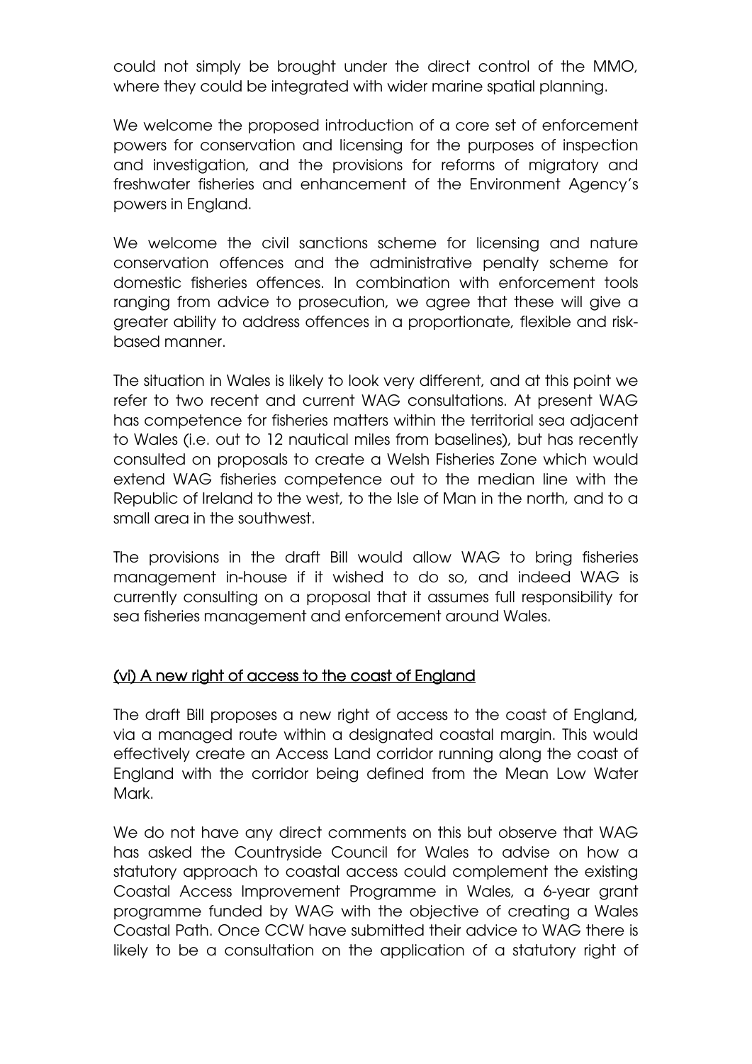could not simply be brought under the direct control of the MMO, where they could be integrated with wider marine spatial planning.

We welcome the proposed introduction of a core set of enforcement powers for conservation and licensing for the purposes of inspection and investigation, and the provisions for reforms of migratory and freshwater fisheries and enhancement of the Environment Agency's powers in England.

We welcome the civil sanctions scheme for licensing and nature conservation offences and the administrative penalty scheme for domestic fisheries offences. In combination with enforcement tools ranging from advice to prosecution, we agree that these will give a greater ability to address offences in a proportionate, flexible and risk-based manner.

The situation in Wales is likely to look very different, and at this point we refer to two recent and current WAG consultations. At present WAG has competence for fisheries matters within the territorial sea adjacent to Wales (i.e. out to 12 nautical miles from baselines), but has recently consulted on proposals to create a Welsh Fisheries Zone which would extend WAG fisheries competence out to the median line with the Republic of Ireland to the west, to the Isle of Man in the north, and to a small area in the southwest.

The provisions in the draft Bill would allow WAG to bring fisheries management in-house if it wished to do so, and indeed WAG is currently consulting on a proposal that it assumes full responsibility for sea fisheries management and enforcement around Wales.

## (vi) A new right of access to the coast of England

The draft Bill proposes a new right of access to the coast of England, via a managed route within a designated coastal margin. This would effectively create an Access Land corridor running along the coast of England with the corridor being defined from the Mean Low Water Mark.

We do not have any direct comments on this but observe that WAG has asked the Countryside Council for Wales to advise on how a statutory approach to coastal access could complement the existing Coastal Access Improvement Programme in Wales, a 6-year grant programme funded by WAG with the objective of creating a Wales Coastal Path. Once CCW have submitted their advice to WAG there is likely to be a consultation on the application of a statutory right of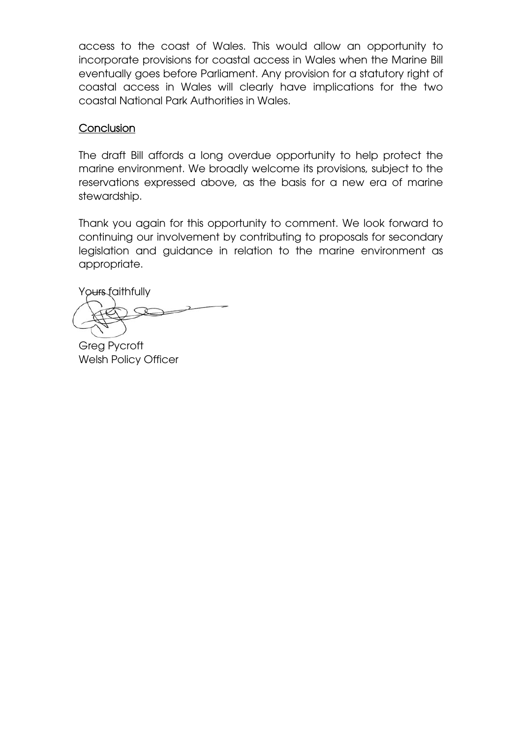access to the coast of Wales. This would allow an opportunity to incorporate provisions for coastal access in Wales when the Marine Bill eventually goes before Parliament. Any provision for a statutory right of coastal access in Wales will clearly have implications for the two coastal National Park Authorities in Wales.

## Conclusion

The draft Bill affords a long overdue opportunity to help protect the marine environment. We broadly welcome its provisions, subject to the reservations expressed above, as the basis for a new era of marine stewardship.

Thank you again for this opportunity to comment. We look forward to continuing our involvement by contributing to proposals for secondary legislation and guidance in relation to the marine environment as appropriate.

Yours faithfully

Greg Pycroft
Welsh Policy Officer